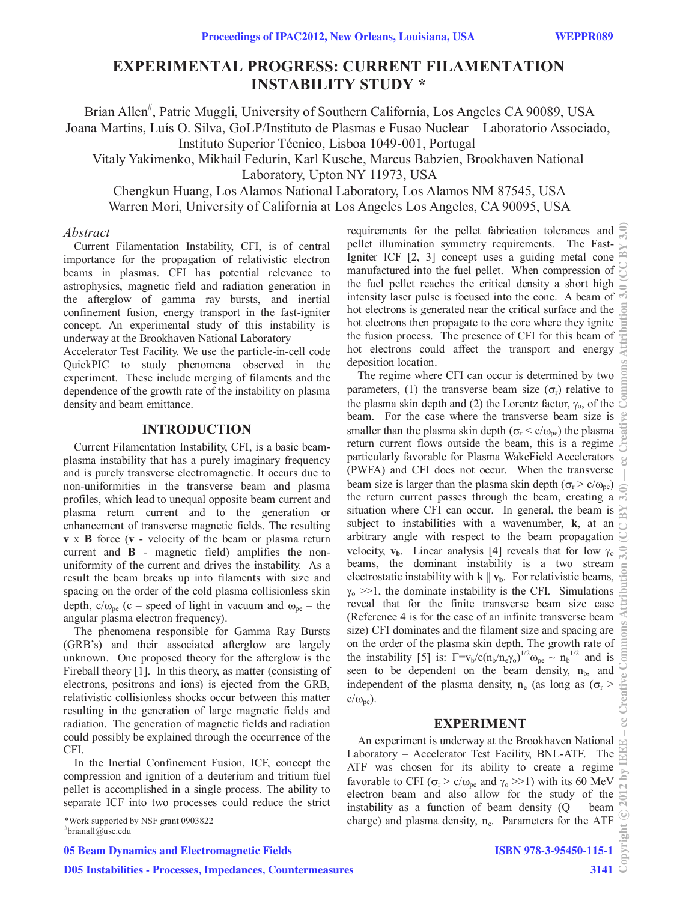# EXPERIMENTAL PROGRESS: CURRENT FILAMENTATION INSTABILITY STUDY *

Brian Allen[#], Patric Muggli, University of Southern California, Los Angeles CA 90089, USA
Joana Martins, Luís O. Silva, GoLP/Instituto de Plasmas e Fusao Nuclear – Laboratorio Associado, Instituto Superior Técnico, Lisboa 1049-001, Portugal
Vitaly Yakimenko, Mikhail Fedurin, Karl Kusche, Marcus Babzien, Brookhaven National Laboratory, Upton NY 11973, USA
Chengkun Huang, Los Alamos National Laboratory, Los Alamos NM 87545, USA
Warren Mori, University of California at Los Angeles Los Angeles, CA 90095, USA

*Abstract*

Current Filamentation Instability, CFI, is of central importance for the propagation of relativistic electron beams in plasmas. CFI has potential relevance to astrophysics, magnetic field and radiation generation in the afterglow of gamma ray bursts, and inertial confinement fusion, energy transport in the fast-igniter concept. An experimental study of this instability is underway at the Brookhaven National Laboratory – Accelerator Test Facility. We use the particle-in-cell code QuickPIC to study phenomena observed in the experiment. These include merging of filaments and the dependence of the growth rate of the instability on plasma density and beam emittance.

## INTRODUCTION

Current Filamentation Instability, CFI, is a basic beam-plasma instability that has a purely imaginary frequency and is purely transverse electromagnetic. It occurs due to non-uniformities in the transverse beam and plasma profiles, which lead to unequal opposite beam current and plasma return current and to the generation or enhancement of transverse magnetic fields. The resulting **v** x **B** force (**v** - velocity of the beam or plasma return current and **B** - magnetic field) amplifies the non-uniformity of the current and drives the instability. As a result the beam breaks up into filaments with size and spacing on the order of the cold plasma collisionless skin depth, $c/\omega_{pe}$ (c – speed of light in vacuum and $\omega_{pe}$ – the angular plasma electron frequency).

The phenomena responsible for Gamma Ray Bursts (GRB's) and their associated afterglow are largely unknown. One proposed theory for the afterglow is the Fireball theory [1]. In this theory, as matter (consisting of electrons, positrons and ions) is ejected from the GRB, relativistic collisionless shocks occur between this matter resulting in the generation of large magnetic fields and radiation. The generation of magnetic fields and radiation could possibly be explained through the occurrence of the CFI.

In the Inertial Confinement Fusion, ICF, concept the compression and ignition of a deuterium and tritium fuel pellet is accomplished in a single process. The ability to separate ICF into two processes could reduce the strict requirements for the pellet fabrication tolerances and pellet illumination symmetry requirements. The Fast-Igniter ICF [2, 3] concept uses a guiding metal cone manufactured into the fuel pellet. When compression of the fuel pellet reaches the critical density a short high intensity laser pulse is focused into the cone. A beam of hot electrons is generated near the critical surface and the hot electrons then propagate to the core where they ignite the fusion process. The presence of CFI for this beam of hot electrons could affect the transport and energy deposition location.

The regime where CFI can occur is determined by two parameters, (1) the transverse beam size ($\sigma_r$) relative to the plasma skin depth and (2) the Lorentz factor, $\gamma_o$, of the beam. For the case where the transverse beam size is smaller than the plasma skin depth ($\sigma_r < c/\omega_{pe}$) the plasma return current flows outside the beam, this is a regime particularly favorable for Plasma WakeField Accelerators (PWFA) and CFI does not occur. When the transverse beam size is larger than the plasma skin depth ($\sigma_r > c/\omega_{pe}$) the return current passes through the beam, creating a situation where CFI can occur. In general, the beam is subject to instabilities with a wavenumber, **k**, at an arbitrary angle with respect to the beam propagation velocity, $\mathbf{v_b}$. Linear analysis [4] reveals that for low $\gamma_o$ beams, the dominant instability is a two stream electrostatic instability with $\mathbf{k} \parallel \mathbf{v_b}$. For relativistic beams, $\gamma_o >>1$, the dominate instability is the CFI. Simulations reveal that for the finite transverse beam size case (Reference 4 is for the case of an infinite transverse beam size) CFI dominates and the filament size and spacing are on the order of the plasma skin depth. The growth rate of the instability [5] is: $\Gamma = v_b/c(n_b/n_e\gamma_o)^{1/2}\omega_{pe} \sim n_b^{1/2}$ and is seen to be dependent on the beam density, $n_b$, and independent of the plasma density, $n_e$ (as long as ($\sigma_r > c/\omega_{pe}$).

## EXPERIMENT

An experiment is underway at the Brookhaven National Laboratory – Accelerator Test Facility, BNL-ATF. The ATF was chosen for its ability to create a regime favorable to CFI ($\sigma_r > c/\omega_{pe}$ and $\gamma_o >>1$) with its 60 MeV electron beam and also allow for the study of the instability as a function of beam density (Q – beam charge) and plasma density, $n_e$. Parameters for the ATF

*Work supported by NSF grant 0903822

[#]brianall@usc.edu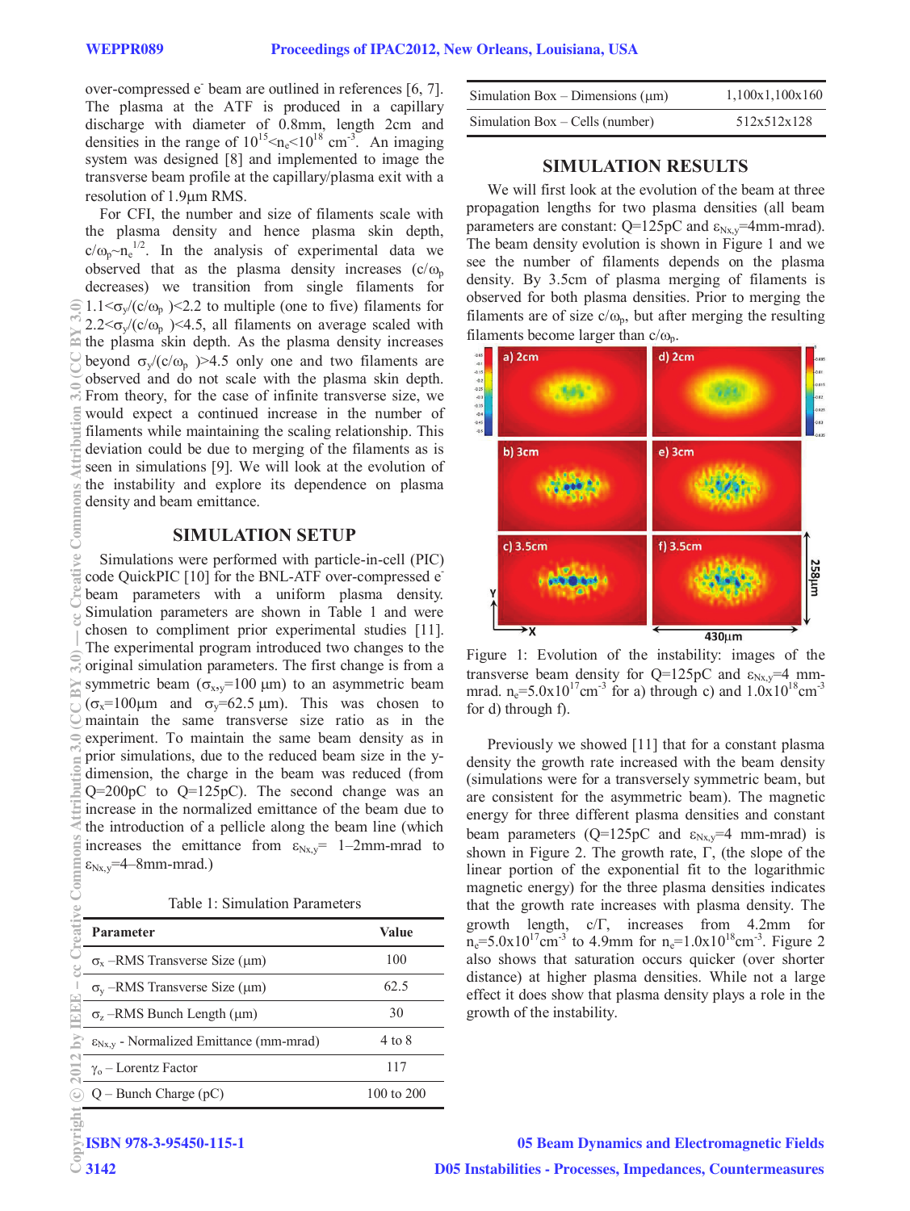over-compressed $e^-$ beam are outlined in references [6, 7]. The plasma at the ATF is produced in a capillary discharge with diameter of 0.8mm, length 2cm and densities in the range of $10^{15}<n_e<10^{18}$ cm$^{-3}$. An imaging system was designed [8] and implemented to image the transverse beam profile at the capillary/plasma exit with a resolution of 1.9μm RMS.

For CFI, the number and size of filaments scale with the plasma density and hence plasma skin depth, $c/\omega_p \sim n_e^{1/2}$. In the analysis of experimental data we observed that as the plasma density increases ($c/\omega_p$ decreases) we transition from single filaments for $1.1<\sigma_y/(c/\omega_p)<2.2$ to multiple (one to five) filaments for $2.2<\sigma_y/(c/\omega_p)<4.5$, all filaments on average scaled with the plasma skin depth. As the plasma density increases beyond $\sigma_y/(c/\omega_p)>4.5$ only one and two filaments are observed and do not scale with the plasma skin depth. From theory, for the case of infinite transverse size, we would expect a continued increase in the number of filaments while maintaining the scaling relationship. This deviation could be due to merging of the filaments as is seen in simulations [9]. We will look at the evolution of the instability and explore its dependence on plasma density and beam emittance.

## SIMULATION SETUP

Simulations were performed with particle-in-cell (PIC) code QuickPIC [10] for the BNL-ATF over-compressed $e^-$ beam parameters with a uniform plasma density. Simulation parameters are shown in Table 1 and were chosen to compliment prior experimental studies [11]. The experimental program introduced two changes to the original simulation parameters. The first change is from a symmetric beam ($\sigma_{x,y}$=100 μm) to an asymmetric beam ($\sigma_x$=100μm and $\sigma_y$=62.5 μm). This was chosen to maintain the same transverse size ratio as in the experiment. To maintain the same beam density as in prior simulations, due to the reduced beam size in the y-dimension, the charge in the beam was reduced (from Q=200pC to Q=125pC). The second change was an increase in the normalized emittance of the beam due to the introduction of a pellicle along the beam line (which increases the emittance from $\varepsilon_{Nx,y}$= 1–2mm-mrad to $\varepsilon_{Nx,y}$=4–8mm-mrad.)

Table 1: Simulation Parameters

| Parameter | Value |
|---|---|
| $\sigma_x$ –RMS Transverse Size (μm) | 100 |
| $\sigma_y$ –RMS Transverse Size (μm) | 62.5 |
| $\sigma_z$ –RMS Bunch Length (μm) | 30 |
| $\varepsilon_{Nx,y}$ - Normalized Emittance (mm-mrad) | 4 to 8 |
| $\gamma_o$ – Lorentz Factor | 117 |
| Q – Bunch Charge (pC) | 100 to 200 |
| Simulation Box – Dimensions (μm) | 1,100x1,100x160 |
| Simulation Box – Cells (number) | 512x512x128 |

## SIMULATION RESULTS

We will first look at the evolution of the beam at three propagation lengths for two plasma densities (all beam parameters are constant: Q=125pC and $\varepsilon_{Nx,y}$=4mm-mrad). The beam density evolution is shown in Figure 1 and we see the number of filaments depends on the plasma density. By 3.5cm of plasma merging of filaments is observed for both plasma densities. Prior to merging the filaments are of size $c/\omega_p$, but after merging the resulting filaments become larger than $c/\omega_p$.

a) 2cm
b) 3cm
c) 3.5cm
d) 2cm
e) 3cm
f) 3.5cm
Y
X
430μm
258μm

Figure 1: Evolution of the instability: images of the transverse beam density for Q=125pC and $\varepsilon_{Nx,y}$=4 mm-mrad. $n_e$=5.0x10$^{17}$cm$^{-3}$ for a) through c) and 1.0x10$^{18}$cm$^{-3}$ for d) through f).

Previously we showed [11] that for a constant plasma density the growth rate increased with the beam density (simulations were for a transversely symmetric beam, but are consistent for the asymmetric beam). The magnetic energy for three different plasma densities and constant beam parameters (Q=125pC and $\varepsilon_{Nx,y}$=4 mm-mrad) is shown in Figure 2. The growth rate, Γ, (the slope of the linear portion of the exponential fit to the logarithmic magnetic energy) for the three plasma densities indicates that the growth rate increases with plasma density. The growth length, c/Γ, increases from 4.2mm for $n_e$=5.0x10$^{17}$cm$^{-3}$ to 4.9mm for $n_e$=1.0x10$^{18}$cm$^{-3}$. Figure 2 also shows that saturation occurs quicker (over shorter distance) at higher plasma densities. While not a large effect it does show that plasma density plays a role in the growth of the instability.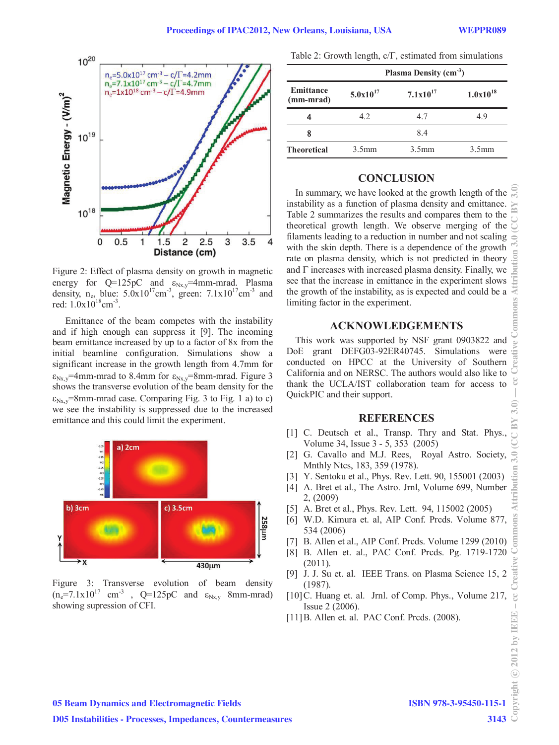10^20

n_e=5.0x10^17 cm^-3 – c/Γ=4.2mm
n_e=7.1x10^17 cm^-3 – c/Γ=4.7mm
n_e=1x10^18 cm^-3 – c/Γ=4.9mm

10^19

10^18

Magnetic Energy - (V/m)^2

0 0.5 1 1.5 2 2.5 3 3.5 4

Distance (cm)

Figure 2: Effect of plasma density on growth in magnetic energy for Q=125pC and $\varepsilon_{Nx,y}$=4mm-mrad. Plasma density, $n_e$, blue: $5.0\text{x}10^{17}\text{cm}^{-3}$, green: $7.1\text{x}10^{17}\text{cm}^{-3}$ and red: $1.0\text{x}10^{18}\text{cm}^{-3}$.

Emittance of the beam competes with the instability and if high enough can suppress it [9]. The incoming beam emittance increased by up to a factor of 8x from the initial beamline configuration. Simulations show a significant increase in the growth length from 4.7mm for $\varepsilon_{Nx,y}$=4mm-mrad to 8.4mm for $\varepsilon_{Nx,y}$=8mm-mrad. Figure 3 shows the transverse evolution of the beam density for the $\varepsilon_{Nx,y}$=8mm-mrad case. Comparing Fig. 3 to Fig. 1 a) to c) we see the instability is suppressed due to the increased emittance and this could limit the experiment.

a) 2cm

b) 3cm

c) 3.5cm

Y

X

258μm

430μm

Figure 3: Transverse evolution of beam density ($n_e$=$7.1\text{x}10^{17}$ $\text{cm}^{-3}$ , Q=125pC and $\varepsilon_{Nx,y}$ 8mm-mrad) showing supression of CFI.

Table 2: Growth length, c/Γ, estimated from simulations

| Emittance (mm-mrad) | Plasma Density ($\text{cm}^{-3}$) | | |
|---|---|---|---|
| | $5.0\text{x}10^{17}$ | $7.1\text{x}10^{17}$ | $1.0\text{x}10^{18}$ |
| 4 | 4.2 | 4.7 | 4.9 |
| 8 | | 8.4 | |
| **Theoretical** | 3.5mm | 3.5mm | 3.5mm |

## CONCLUSION

In summary, we have looked at the growth length of the instability as a function of plasma density and emittance. Table 2 summarizes the results and compares them to the theoretical growth length. We observe merging of the filaments leading to a reduction in number and not scaling with the skin depth. There is a dependence of the growth rate on plasma density, which is not predicted in theory and Γ increases with increased plasma density. Finally, we see that the increase in emittance in the experiment slows the growth of the instability, as is expected and could be a limiting factor in the experiment.

## ACKNOWLEDGEMENTS

This work was supported by NSF grant 0903822 and DoE grant DEFG03-92ER40745. Simulations were conducted on HPCC at the University of Southern California and on NERSC. The authors would also like to thank the UCLA/IST collaboration team for access to QuickPIC and their support.

## REFERENCES

[1] C. Deutsch et al., Transp. Thry and Stat. Phys., Volume 34, Issue 3 - 5, 353 (2005)

[2] G. Cavallo and M.J. Rees, Royal Astro. Society, Mnthly Ntcs, 183, 359 (1978).

[3] Y. Sentoku et al., Phys. Rev. Lett. 90, 155001 (2003)

[4] A. Bret et al., The Astro. Jrnl, Volume 699, Number 2, (2009)

[5] A. Bret et al., Phys. Rev. Lett. 94, 115002 (2005)

[6] W.D. Kimura et. al, AIP Conf. Prcds. Volume 877, 534 (2006)

[7] B. Allen et al., AIP Conf. Prcds. Volume 1299 (2010)

[8] B. Allen et. al., PAC Conf. Prcds. Pg. 1719-1720 (2011).

[9] J. J. Su et. al. IEEE Trans. on Plasma Science 15, 2 (1987).

[10] C. Huang et. al. Jrnl. of Comp. Phys., Volume 217, Issue 2 (2006).

[11] B. Allen et. al. PAC Conf. Prcds. (2008).